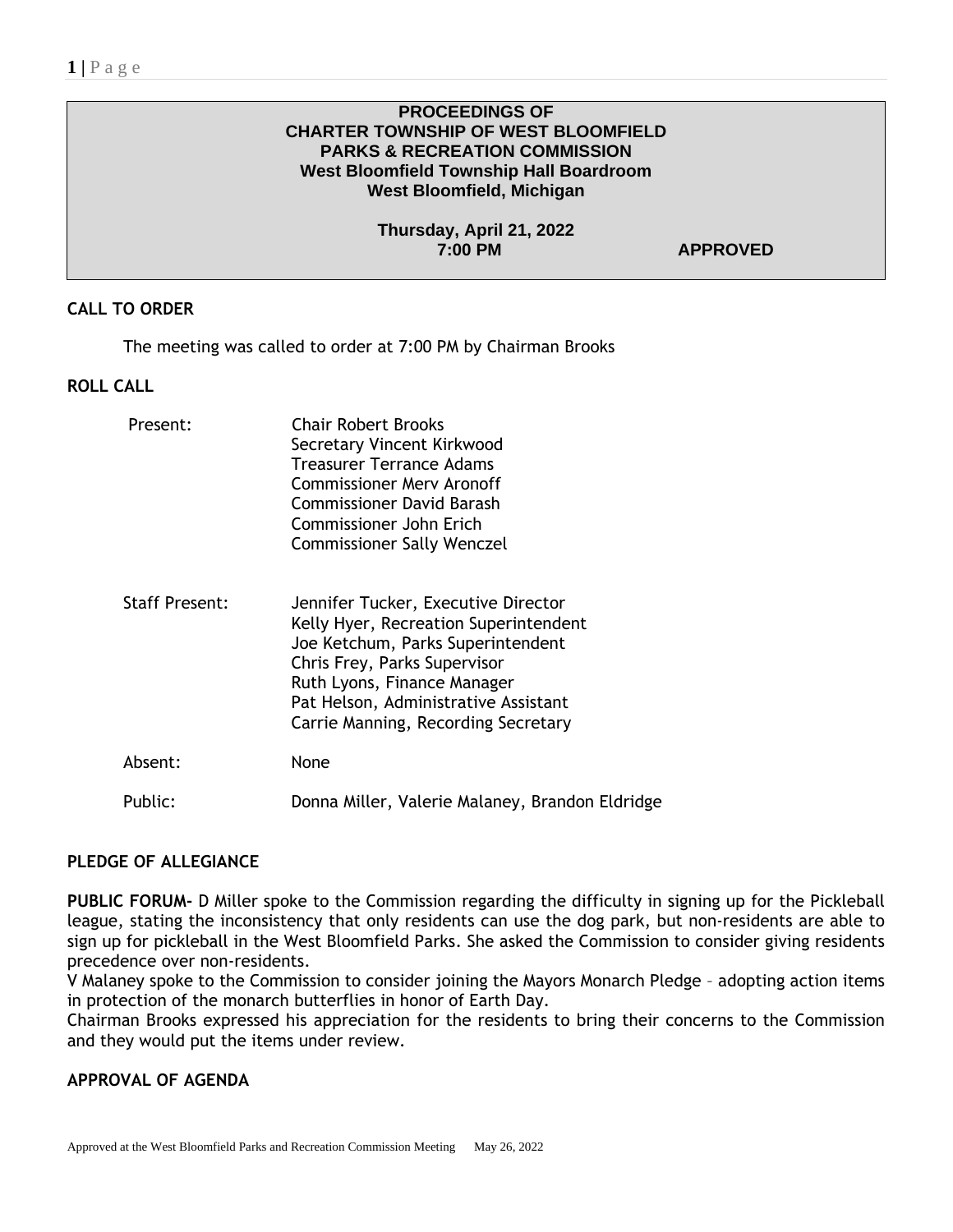**PROCEEDINGS OF**
**CHARTER TOWNSHIP OF WEST BLOOMFIELD**
**PARKS & RECREATION COMMISSION**
**West Bloomfield Township Hall Boardroom**
**West Bloomfield, Michigan**

**Thursday, April 21, 2022**
**7:00 PM** **APPROVED**

## CALL TO ORDER

The meeting was called to order at 7:00 PM by Chairman Brooks

## ROLL CALL

| | |
|---|---|
| Present: | Chair Robert Brooks<br>Secretary Vincent Kirkwood<br>Treasurer Terrance Adams<br>Commissioner Merv Aronoff<br>Commissioner David Barash<br>Commissioner John Erich<br>Commissioner Sally Wenczel |
| Staff Present: | Jennifer Tucker, Executive Director<br>Kelly Hyer, Recreation Superintendent<br>Joe Ketchum, Parks Superintendent<br>Chris Frey, Parks Supervisor<br>Ruth Lyons, Finance Manager<br>Pat Helson, Administrative Assistant<br>Carrie Manning, Recording Secretary |
| Absent: | None |
| Public: | Donna Miller, Valerie Malaney, Brandon Eldridge |

## PLEDGE OF ALLEGIANCE

**PUBLIC FORUM-** D Miller spoke to the Commission regarding the difficulty in signing up for the Pickleball league, stating the inconsistency that only residents can use the dog park, but non-residents are able to sign up for pickleball in the West Bloomfield Parks. She asked the Commission to consider giving residents precedence over non-residents.

V Malaney spoke to the Commission to consider joining the Mayors Monarch Pledge – adopting action items in protection of the monarch butterflies in honor of Earth Day.

Chairman Brooks expressed his appreciation for the residents to bring their concerns to the Commission and they would put the items under review.

## APPROVAL OF AGENDA

Approved at the West Bloomfield Parks and Recreation Commission Meeting May 26, 2022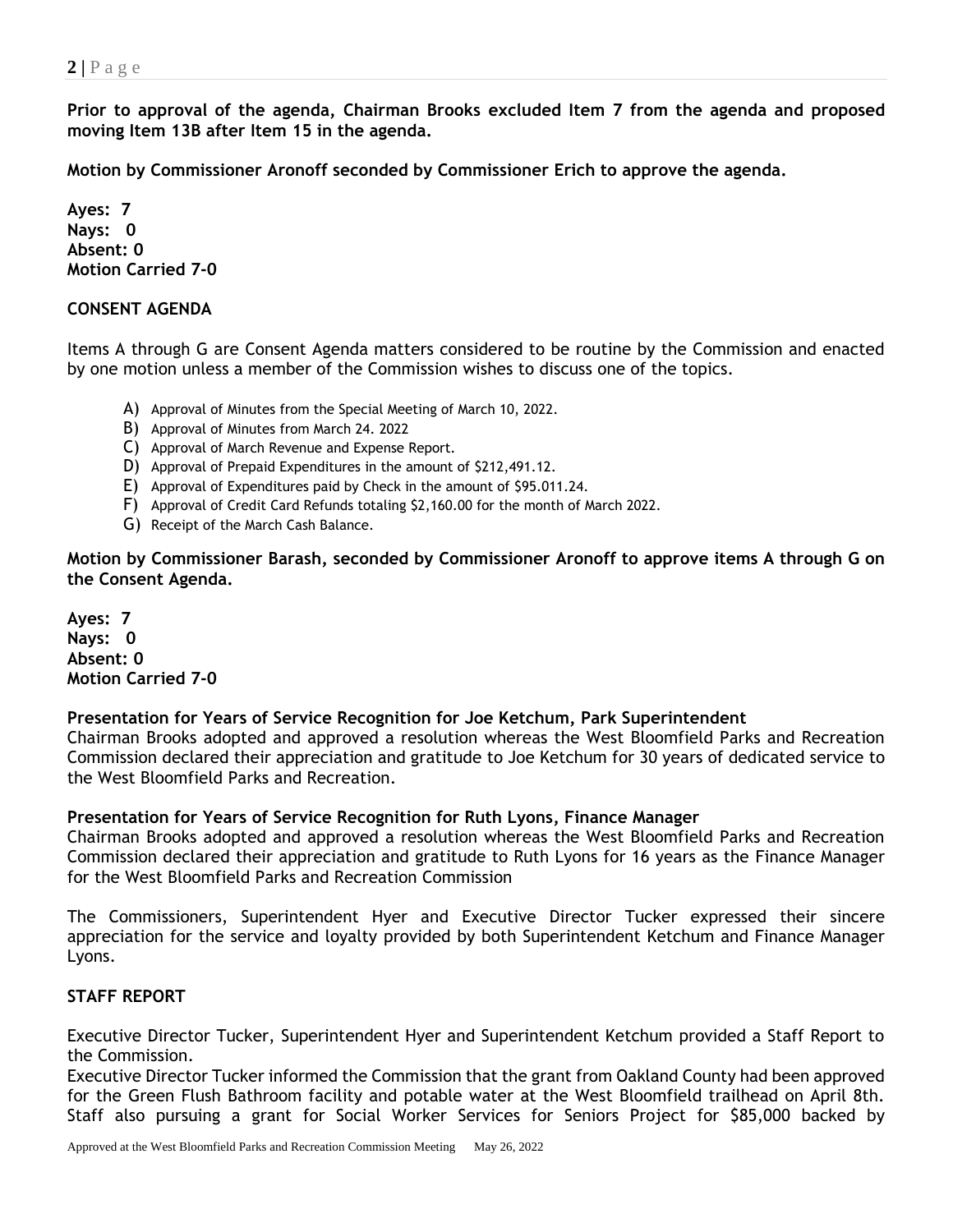**Prior to approval of the agenda, Chairman Brooks excluded Item 7 from the agenda and proposed moving Item 13B after Item 15 in the agenda.**

**Motion by Commissioner Aronoff seconded by Commissioner Erich to approve the agenda.**

**Ayes: 7**
**Nays: 0**
**Absent: 0**
**Motion Carried 7-0**

**CONSENT AGENDA**

Items A through G are Consent Agenda matters considered to be routine by the Commission and enacted by one motion unless a member of the Commission wishes to discuss one of the topics.

A) Approval of Minutes from the Special Meeting of March 10, 2022.
B) Approval of Minutes from March 24. 2022
C) Approval of March Revenue and Expense Report.
D) Approval of Prepaid Expenditures in the amount of $212,491.12.
E) Approval of Expenditures paid by Check in the amount of $95.011.24.
F) Approval of Credit Card Refunds totaling $2,160.00 for the month of March 2022.
G) Receipt of the March Cash Balance.

**Motion by Commissioner Barash, seconded by Commissioner Aronoff to approve items A through G on the Consent Agenda.**

**Ayes: 7**
**Nays: 0**
**Absent: 0**
**Motion Carried 7-0**

**Presentation for Years of Service Recognition for Joe Ketchum, Park Superintendent**
Chairman Brooks adopted and approved a resolution whereas the West Bloomfield Parks and Recreation Commission declared their appreciation and gratitude to Joe Ketchum for 30 years of dedicated service to the West Bloomfield Parks and Recreation.

**Presentation for Years of Service Recognition for Ruth Lyons, Finance Manager**
Chairman Brooks adopted and approved a resolution whereas the West Bloomfield Parks and Recreation Commission declared their appreciation and gratitude to Ruth Lyons for 16 years as the Finance Manager for the West Bloomfield Parks and Recreation Commission

The Commissioners, Superintendent Hyer and Executive Director Tucker expressed their sincere appreciation for the service and loyalty provided by both Superintendent Ketchum and Finance Manager Lyons.

**STAFF REPORT**

Executive Director Tucker, Superintendent Hyer and Superintendent Ketchum provided a Staff Report to the Commission.
Executive Director Tucker informed the Commission that the grant from Oakland County had been approved for the Green Flush Bathroom facility and potable water at the West Bloomfield trailhead on April 8th. Staff also pursuing a grant for Social Worker Services for Seniors Project for $85,000 backed by

Approved at the West Bloomfield Parks and Recreation Commission Meeting May 26, 2022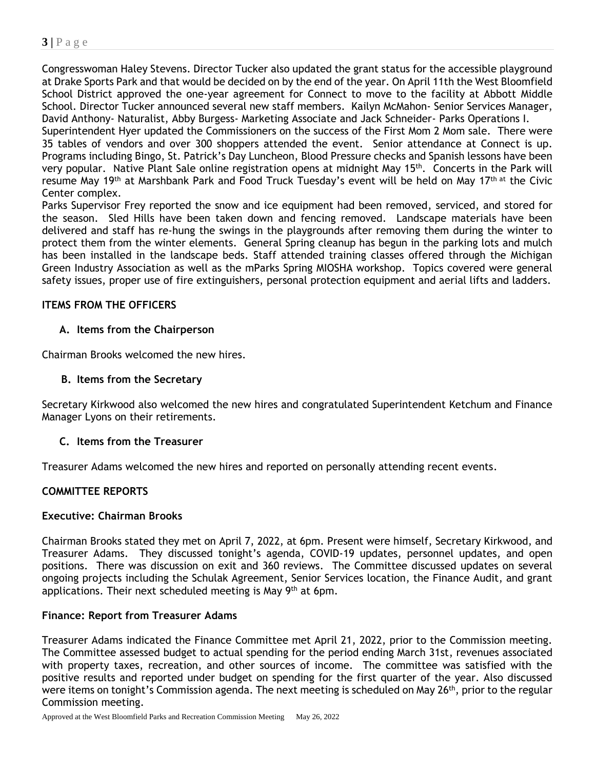Congresswoman Haley Stevens. Director Tucker also updated the grant status for the accessible playground at Drake Sports Park and that would be decided on by the end of the year. On April 11th the West Bloomfield School District approved the one-year agreement for Connect to move to the facility at Abbott Middle School. Director Tucker announced several new staff members. Kailyn McMahon- Senior Services Manager, David Anthony- Naturalist, Abby Burgess- Marketing Associate and Jack Schneider- Parks Operations I.

Superintendent Hyer updated the Commissioners on the success of the First Mom 2 Mom sale. There were 35 tables of vendors and over 300 shoppers attended the event. Senior attendance at Connect is up. Programs including Bingo, St. Patrick's Day Luncheon, Blood Pressure checks and Spanish lessons have been very popular. Native Plant Sale online registration opens at midnight May 15th. Concerts in the Park will resume May 19th at Marshbank Park and Food Truck Tuesday's event will be held on May 17th at the Civic Center complex.

Parks Supervisor Frey reported the snow and ice equipment had been removed, serviced, and stored for the season. Sled Hills have been taken down and fencing removed. Landscape materials have been delivered and staff has re-hung the swings in the playgrounds after removing them during the winter to protect them from the winter elements. General Spring cleanup has begun in the parking lots and mulch has been installed in the landscape beds. Staff attended training classes offered through the Michigan Green Industry Association as well as the mParks Spring MIOSHA workshop. Topics covered were general safety issues, proper use of fire extinguishers, personal protection equipment and aerial lifts and ladders.

## ITEMS FROM THE OFFICERS

### A. Items from the Chairperson

Chairman Brooks welcomed the new hires.

### B. Items from the Secretary

Secretary Kirkwood also welcomed the new hires and congratulated Superintendent Ketchum and Finance Manager Lyons on their retirements.

### C. Items from the Treasurer

Treasurer Adams welcomed the new hires and reported on personally attending recent events.

## COMMITTEE REPORTS

### Executive: Chairman Brooks

Chairman Brooks stated they met on April 7, 2022, at 6pm. Present were himself, Secretary Kirkwood, and Treasurer Adams. They discussed tonight's agenda, COVID-19 updates, personnel updates, and open positions. There was discussion on exit and 360 reviews. The Committee discussed updates on several ongoing projects including the Schulak Agreement, Senior Services location, the Finance Audit, and grant applications. Their next scheduled meeting is May 9th at 6pm.

### Finance: Report from Treasurer Adams

Treasurer Adams indicated the Finance Committee met April 21, 2022, prior to the Commission meeting. The Committee assessed budget to actual spending for the period ending March 31st, revenues associated with property taxes, recreation, and other sources of income. The committee was satisfied with the positive results and reported under budget on spending for the first quarter of the year. Also discussed were items on tonight's Commission agenda. The next meeting is scheduled on May 26th, prior to the regular Commission meeting.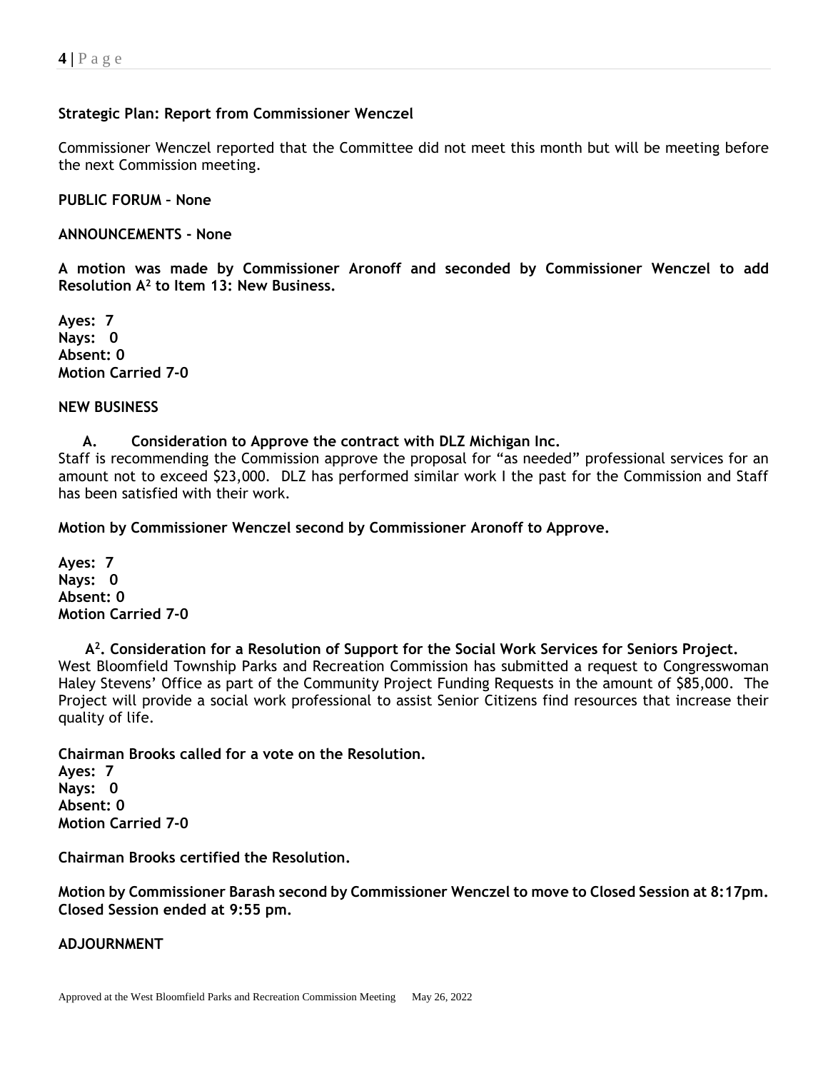**Strategic Plan: Report from Commissioner Wenczel**

Commissioner Wenczel reported that the Committee did not meet this month but will be meeting before the next Commission meeting.

**PUBLIC FORUM – None**

**ANNOUNCEMENTS - None**

**A motion was made by Commissioner Aronoff and seconded by Commissioner Wenczel to add Resolution $A^2$ to Item 13: New Business.**

**Ayes: 7**
**Nays: 0**
**Absent: 0**
**Motion Carried 7-0**

**NEW BUSINESS**

**A. Consideration to Approve the contract with DLZ Michigan Inc.**

Staff is recommending the Commission approve the proposal for "as needed" professional services for an amount not to exceed $23,000. DLZ has performed similar work I the past for the Commission and Staff has been satisfied with their work.

**Motion by Commissioner Wenczel second by Commissioner Aronoff to Approve.**

**Ayes: 7**
**Nays: 0**
**Absent: 0**
**Motion Carried 7-0**

**$A^2$. Consideration for a Resolution of Support for the Social Work Services for Seniors Project.**

West Bloomfield Township Parks and Recreation Commission has submitted a request to Congresswoman Haley Stevens' Office as part of the Community Project Funding Requests in the amount of $85,000. The Project will provide a social work professional to assist Senior Citizens find resources that increase their quality of life.

**Chairman Brooks called for a vote on the Resolution.**
**Ayes: 7**
**Nays: 0**
**Absent: 0**
**Motion Carried 7-0**

**Chairman Brooks certified the Resolution.**

**Motion by Commissioner Barash second by Commissioner Wenczel to move to Closed Session at 8:17pm. Closed Session ended at 9:55 pm.**

**ADJOURNMENT**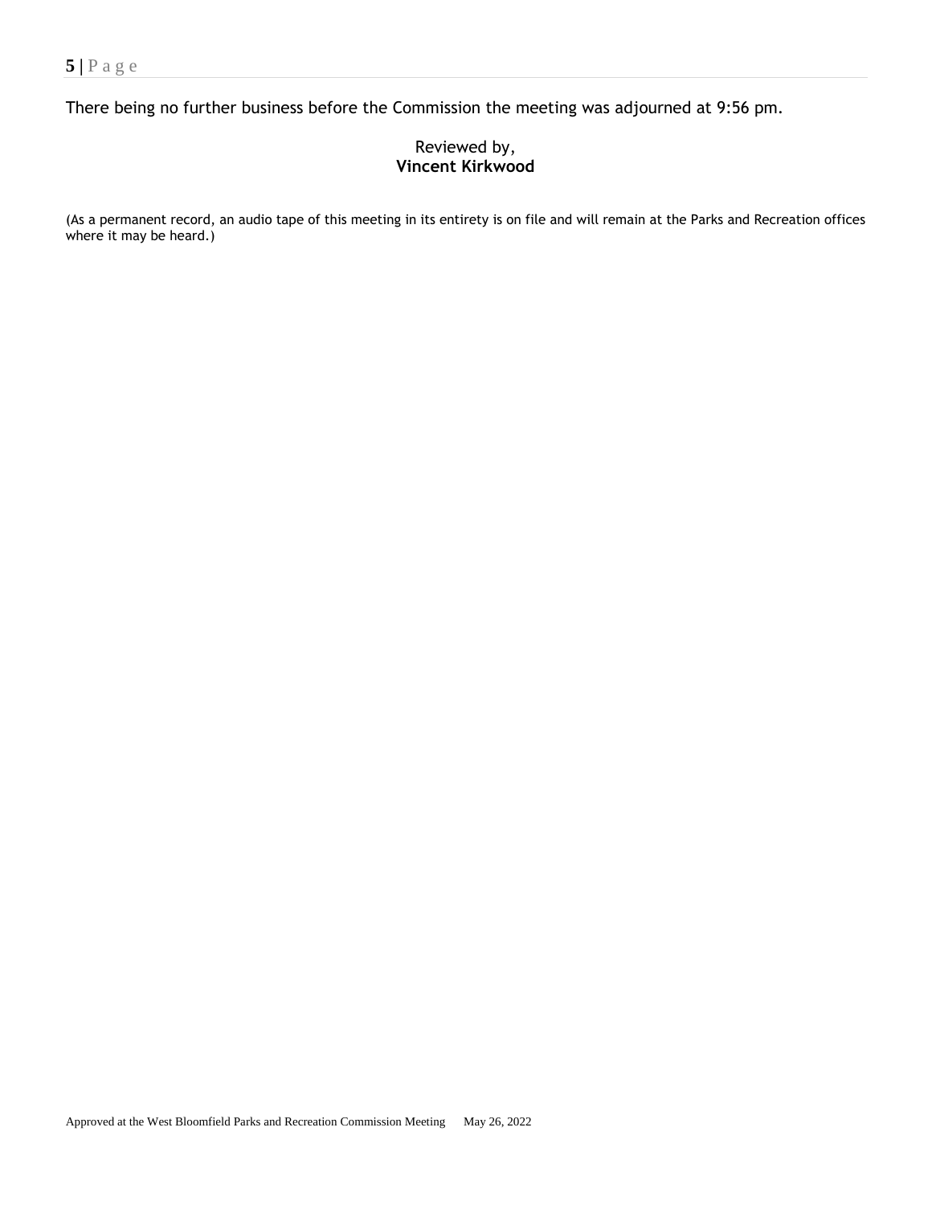There being no further business before the Commission the meeting was adjourned at 9:56 pm.

Reviewed by,
**Vincent Kirkwood**

(As a permanent record, an audio tape of this meeting in its entirety is on file and will remain at the Parks and Recreation offices where it may be heard.)

Approved at the West Bloomfield Parks and Recreation Commission Meeting May 26, 2022